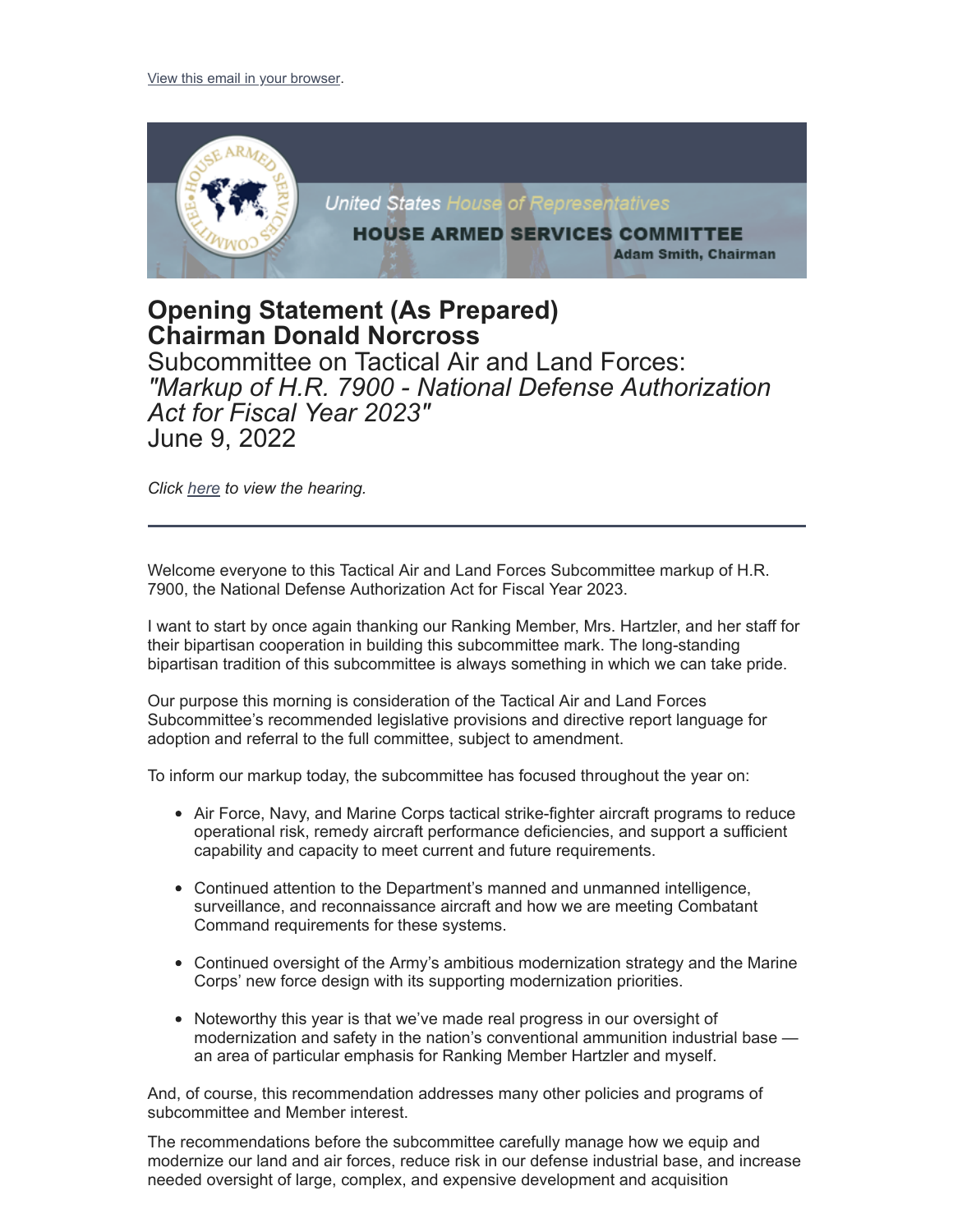View this email in your browser.

United States House of Representatives
HOUSE ARMED SERVICES COMMITTEE
Adam Smith, Chairman

# Opening Statement (As Prepared)
# Chairman Donald Norcross

Subcommittee on Tactical Air and Land Forces:
*"Markup of H.R. 7900 - National Defense Authorization Act for Fiscal Year 2023"*
June 9, 2022

*Click here to view the hearing.*

---

Welcome everyone to this Tactical Air and Land Forces Subcommittee markup of H.R. 7900, the National Defense Authorization Act for Fiscal Year 2023.

I want to start by once again thanking our Ranking Member, Mrs. Hartzler, and her staff for their bipartisan cooperation in building this subcommittee mark. The long-standing bipartisan tradition of this subcommittee is always something in which we can take pride.

Our purpose this morning is consideration of the Tactical Air and Land Forces Subcommittee's recommended legislative provisions and directive report language for adoption and referral to the full committee, subject to amendment.

To inform our markup today, the subcommittee has focused throughout the year on:

- Air Force, Navy, and Marine Corps tactical strike-fighter aircraft programs to reduce operational risk, remedy aircraft performance deficiencies, and support a sufficient capability and capacity to meet current and future requirements.
- Continued attention to the Department's manned and unmanned intelligence, surveillance, and reconnaissance aircraft and how we are meeting Combatant Command requirements for these systems.
- Continued oversight of the Army's ambitious modernization strategy and the Marine Corps' new force design with its supporting modernization priorities.
- Noteworthy this year is that we've made real progress in our oversight of modernization and safety in the nation's conventional ammunition industrial base — an area of particular emphasis for Ranking Member Hartzler and myself.

And, of course, this recommendation addresses many other policies and programs of subcommittee and Member interest.

The recommendations before the subcommittee carefully manage how we equip and modernize our land and air forces, reduce risk in our defense industrial base, and increase needed oversight of large, complex, and expensive development and acquisition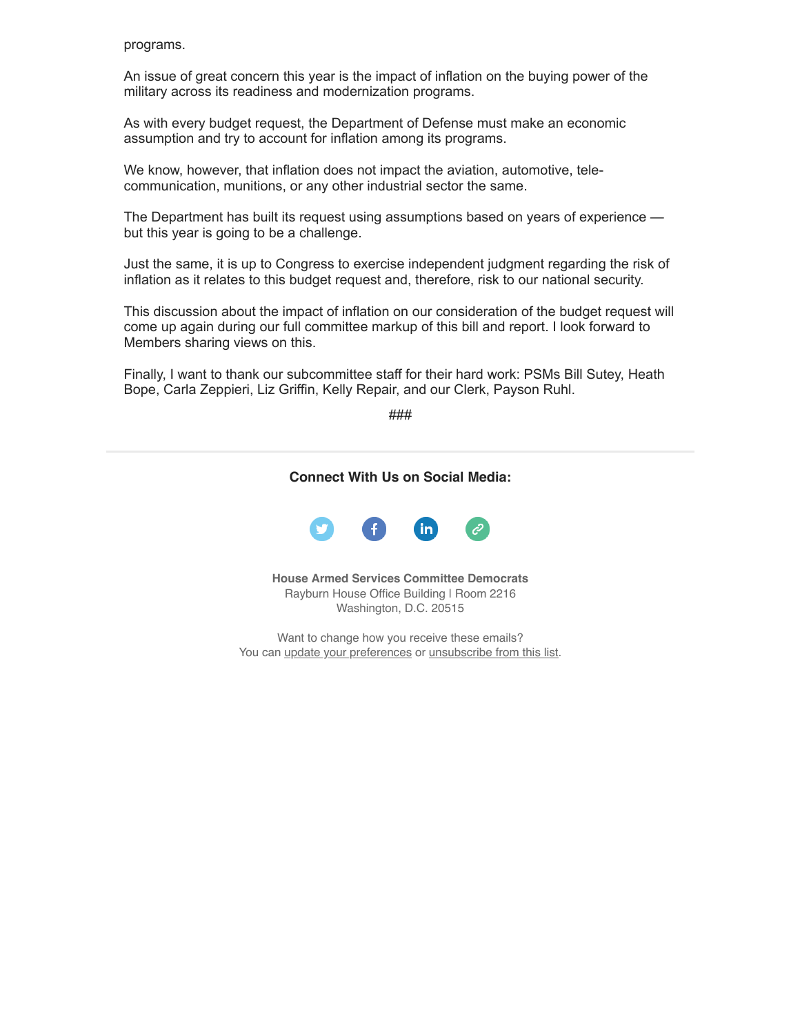programs.

An issue of great concern this year is the impact of inflation on the buying power of the military across its readiness and modernization programs.

As with every budget request, the Department of Defense must make an economic assumption and try to account for inflation among its programs.

We know, however, that inflation does not impact the aviation, automotive, telecommunication, munitions, or any other industrial sector the same.

The Department has built its request using assumptions based on years of experience — but this year is going to be a challenge.

Just the same, it is up to Congress to exercise independent judgment regarding the risk of inflation as it relates to this budget request and, therefore, risk to our national security.

This discussion about the impact of inflation on our consideration of the budget request will come up again during our full committee markup of this bill and report. I look forward to Members sharing views on this.

Finally, I want to thank our subcommittee staff for their hard work: PSMs Bill Sutey, Heath Bope, Carla Zeppieri, Liz Griffin, Kelly Repair, and our Clerk, Payson Ruhl.

###

**Connect With Us on Social Media:**

**House Armed Services Committee Democrats**
Rayburn House Office Building | Room 2216
Washington, D.C. 20515

Want to change how you receive these emails?
You can update your preferences or unsubscribe from this list.